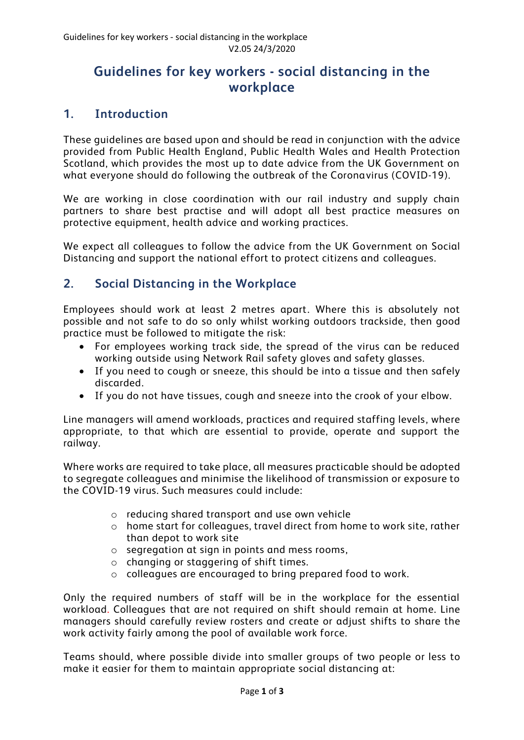# Guidelines for key workers - social distancing in the workplace

## 1. Introduction

These guidelines are based upon and should be read in conjunction with the advice provided from Public Health England, Public Health Wales and Health Protection Scotland, which provides the most up to date advice from the UK Government on what everyone should do following the outbreak of the Coronavirus (COVID-19).

We are working in close coordination with our rail industry and supply chain partners to share best practise and will adopt all best practice measures on protective equipment, health advice and working practices.

We expect all colleagues to follow the advice from the UK Government on Social Distancing and support the national effort to protect citizens and colleagues.

## 2. Social Distancing in the Workplace

Employees should work at least 2 metres apart. Where this is absolutely not possible and not safe to do so only whilst working outdoors trackside, then good practice must be followed to mitigate the risk:

- For employees working track side, the spread of the virus can be reduced working outside using Network Rail safety gloves and safety glasses.
- If you need to cough or sneeze, this should be into a tissue and then safely discarded.
- If you do not have tissues, cough and sneeze into the crook of your elbow.

Line managers will amend workloads, practices and required staffing levels, where appropriate, to that which are essential to provide, operate and support the railway.

Where works are required to take place, all measures practicable should be adopted to segregate colleagues and minimise the likelihood of transmission or exposure to the COVID-19 virus. Such measures could include:

- reducing shared transport and use own vehicle
- home start for colleagues, travel direct from home to work site, rather than depot to work site
- segregation at sign in points and mess rooms,
- changing or staggering of shift times.
- colleagues are encouraged to bring prepared food to work.

Only the required numbers of staff will be in the workplace for the essential workload. Colleagues that are not required on shift should remain at home. Line managers should carefully review rosters and create or adjust shifts to share the work activity fairly among the pool of available work force.

Teams should, where possible divide into smaller groups of two people or less to make it easier for them to maintain appropriate social distancing at: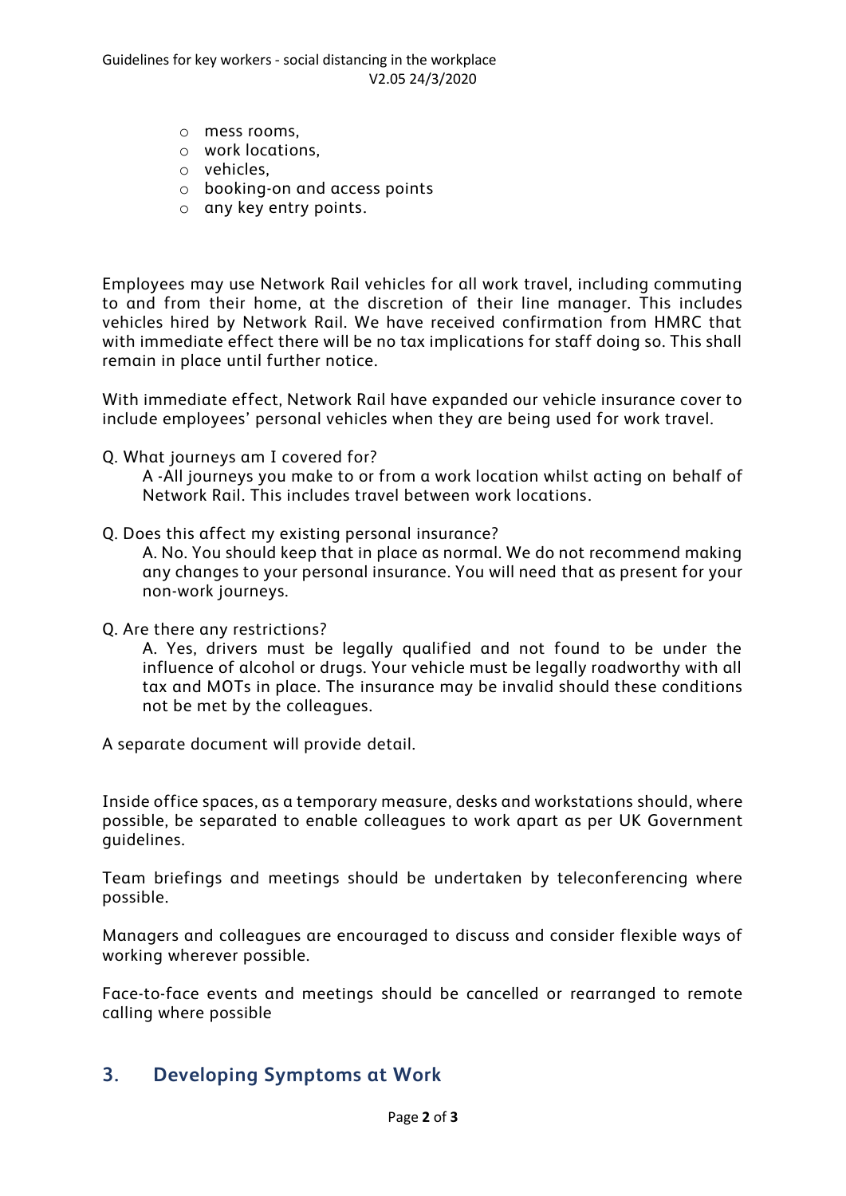- mess rooms,
- work locations,
- vehicles,
- booking-on and access points
- any key entry points.

Employees may use Network Rail vehicles for all work travel, including commuting to and from their home, at the discretion of their line manager. This includes vehicles hired by Network Rail. We have received confirmation from HMRC that with immediate effect there will be no tax implications for staff doing so. This shall remain in place until further notice.

With immediate effect, Network Rail have expanded our vehicle insurance cover to include employees' personal vehicles when they are being used for work travel.

Q. What journeys am I covered for?

A -All journeys you make to or from a work location whilst acting on behalf of Network Rail. This includes travel between work locations.

Q. Does this affect my existing personal insurance?

A. No. You should keep that in place as normal. We do not recommend making any changes to your personal insurance. You will need that as present for your non-work journeys.

Q. Are there any restrictions?

A. Yes, drivers must be legally qualified and not found to be under the influence of alcohol or drugs. Your vehicle must be legally roadworthy with all tax and MOTs in place. The insurance may be invalid should these conditions not be met by the colleagues.

A separate document will provide detail.

Inside office spaces, as a temporary measure, desks and workstations should, where possible, be separated to enable colleagues to work apart as per UK Government guidelines.

Team briefings and meetings should be undertaken by teleconferencing where possible.

Managers and colleagues are encouraged to discuss and consider flexible ways of working wherever possible.

Face-to-face events and meetings should be cancelled or rearranged to remote calling where possible

## 3. Developing Symptoms at Work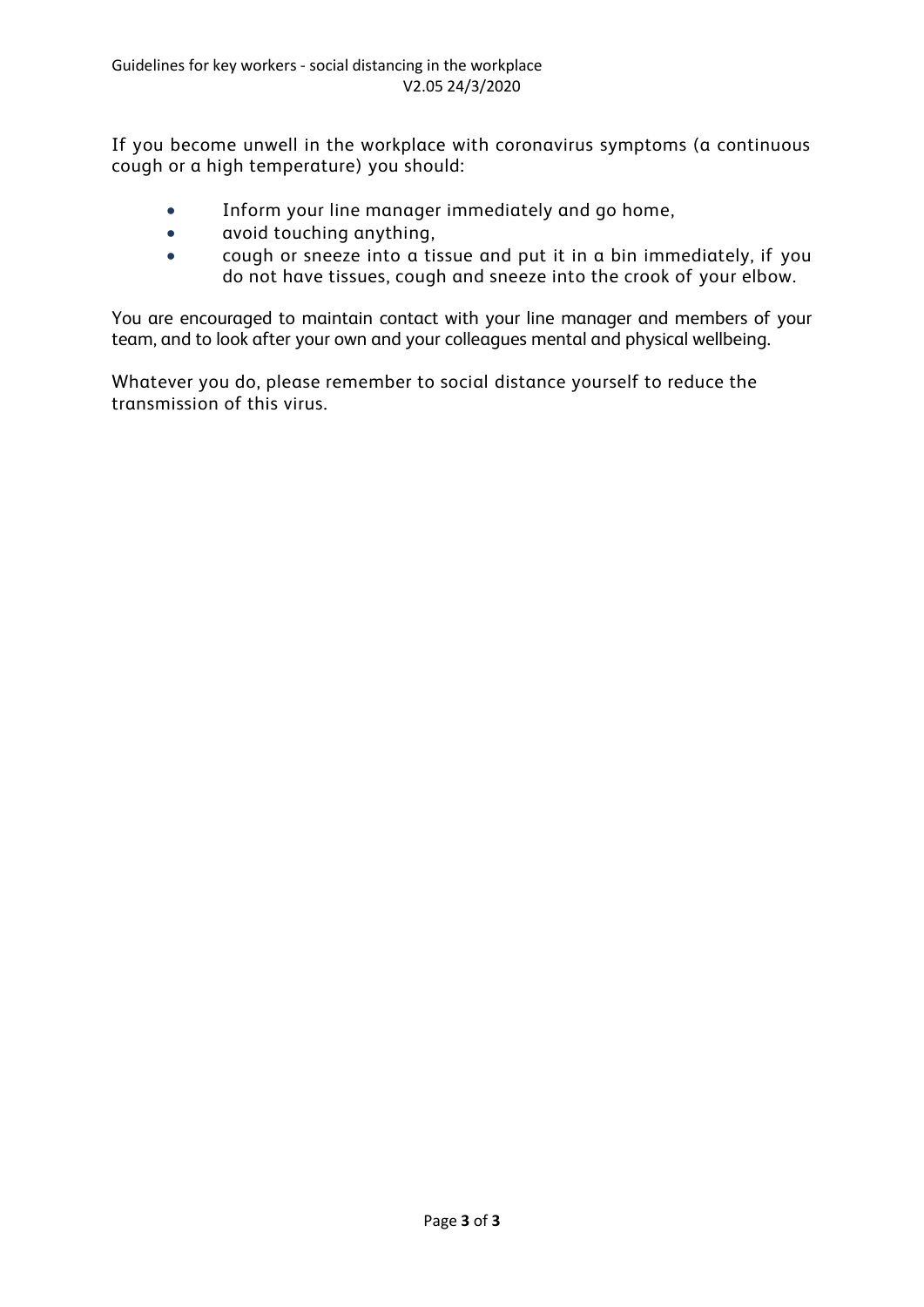If you become unwell in the workplace with coronavirus symptoms (a continuous cough or a high temperature) you should:

- Inform your line manager immediately and go home,
- avoid touching anything,
- cough or sneeze into a tissue and put it in a bin immediately, if you do not have tissues, cough and sneeze into the crook of your elbow.

You are encouraged to maintain contact with your line manager and members of your team, and to look after your own and your colleagues mental and physical wellbeing.

Whatever you do, please remember to social distance yourself to reduce the transmission of this virus.